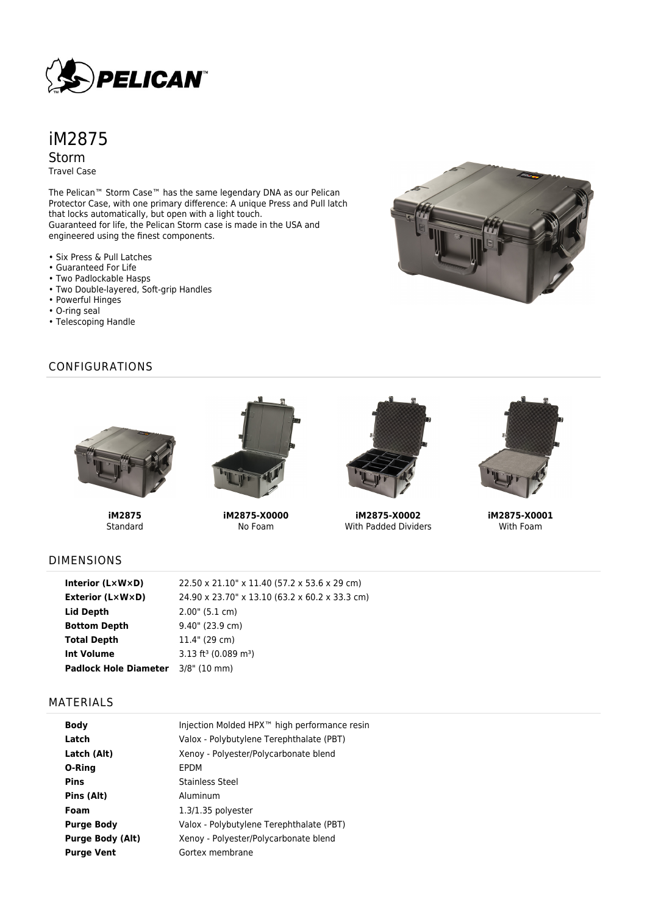# iM2875

## Storm

Travel Case

The Pelican™ Storm Case™ has the same legendary DNA as our Pelican Protector Case, with one primary difference: A unique Press and Pull latch that locks automatically, but open with a light touch.
Guaranteed for life, the Pelican Storm case is made in the USA and engineered using the finest components.

- Six Press & Pull Latches
- Guaranteed For Life
- Two Padlockable Hasps
- Two Double-layered, Soft-grip Handles
- Powerful Hinges
- O-ring seal
- Telescoping Handle

## CONFIGURATIONS

**iM2875**
Standard

**iM2875-X0000**
No Foam

**iM2875-X0002**
With Padded Dividers

**iM2875-X0001**
With Foam

## DIMENSIONS

| | |
|---|---|
| **Interior (L×W×D)** | 22.50 x 21.10" x 11.40 (57.2 x 53.6 x 29 cm) |
| **Exterior (L×W×D)** | 24.90 x 23.70" x 13.10 (63.2 x 60.2 x 33.3 cm) |
| **Lid Depth** | 2.00" (5.1 cm) |
| **Bottom Depth** | 9.40" (23.9 cm) |
| **Total Depth** | 11.4" (29 cm) |
| **Int Volume** | 3.13 $ft^3$ (0.089 $m^3$) |
| **Padlock Hole Diameter** | 3/8" (10 mm) |

## MATERIALS

| | |
|---|---|
| **Body** | Injection Molded HPX™ high performance resin |
| **Latch** | Valox - Polybutylene Terephthalate (PBT) |
| **Latch (Alt)** | Xenoy - Polyester/Polycarbonate blend |
| **O-Ring** | EPDM |
| **Pins** | Stainless Steel |
| **Pins (Alt)** | Aluminum |
| **Foam** | 1.3/1.35 polyester |
| **Purge Body** | Valox - Polybutylene Terephthalate (PBT) |
| **Purge Body (Alt)** | Xenoy - Polyester/Polycarbonate blend |
| **Purge Vent** | Gortex membrane |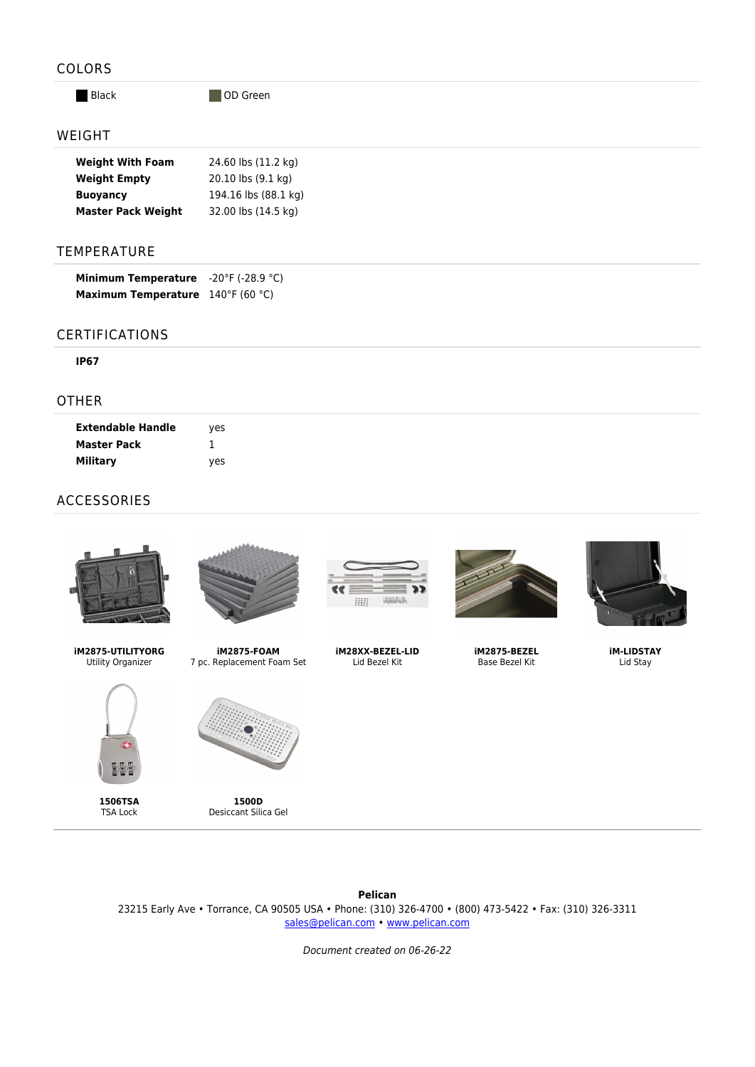## COLORS

Black | OD Green

## WEIGHT

| | |
|---|---|
| **Weight With Foam** | 24.60 lbs (11.2 kg) |
| **Weight Empty** | 20.10 lbs (9.1 kg) |
| **Buoyancy** | 194.16 lbs (88.1 kg) |
| **Master Pack Weight** | 32.00 lbs (14.5 kg) |

## TEMPERATURE

| | |
|---|---|
| **Minimum Temperature** | -20°F (-28.9 °C) |
| **Maximum Temperature** | 140°F (60 °C) |

## CERTIFICATIONS

**IP67**

## OTHER

| | |
|---|---|
| **Extendable Handle** | yes |
| **Master Pack** | 1 |
| **Military** | yes |

## ACCESSORIES

**iM2875-UTILITYORG**
Utility Organizer

**iM2875-FOAM**
7 pc. Replacement Foam Set

**iM28XX-BEZEL-LID**
Lid Bezel Kit

**iM2875-BEZEL**
Base Bezel Kit

**iM-LIDSTAY**
Lid Stay

**1506TSA**
TSA Lock

**1500D**
Desiccant Silica Gel

**Pelican**
23215 Early Ave • Torrance, CA 90505 USA • Phone: (310) 326-4700 • (800) 473-5422 • Fax: (310) 326-3311
sales@pelican.com • www.pelican.com

*Document created on 06-26-22*